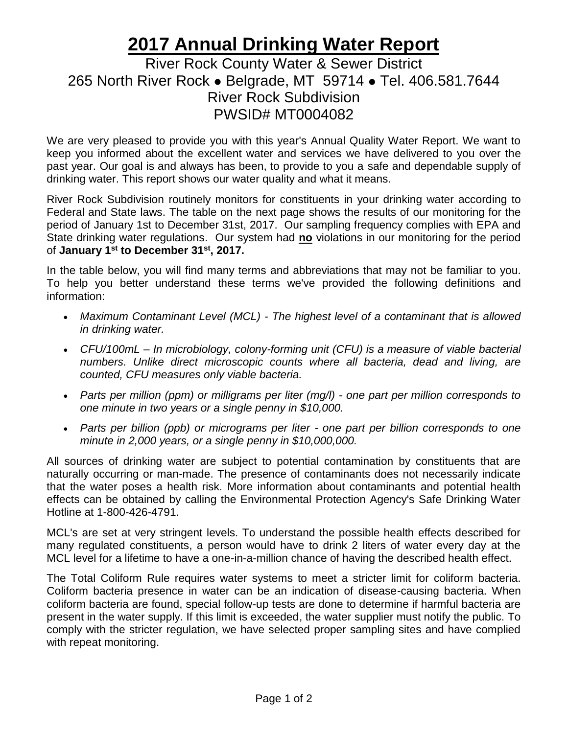# 2017 Annual Drinking Water Report

River Rock County Water & Sewer District
265 North River Rock ● Belgrade, MT 59714 ● Tel. 406.581.7644
River Rock Subdivision
PWSID# MT0004082

We are very pleased to provide you with this year's Annual Quality Water Report. We want to keep you informed about the excellent water and services we have delivered to you over the past year. Our goal is and always has been, to provide to you a safe and dependable supply of drinking water. This report shows our water quality and what it means.

River Rock Subdivision routinely monitors for constituents in your drinking water according to Federal and State laws. The table on the next page shows the results of our monitoring for the period of January 1st to December 31st, 2017. Our sampling frequency complies with EPA and State drinking water regulations. Our system had **no** violations in our monitoring for the period of **January 1st to December 31st, 2017.**

In the table below, you will find many terms and abbreviations that may not be familiar to you. To help you better understand these terms we've provided the following definitions and information:

- *Maximum Contaminant Level (MCL) - The highest level of a contaminant that is allowed in drinking water.*
- *CFU/100mL – In microbiology, colony-forming unit (CFU) is a measure of viable bacterial numbers. Unlike direct microscopic counts where all bacteria, dead and living, are counted, CFU measures only viable bacteria.*
- *Parts per million (ppm) or milligrams per liter (mg/l) - one part per million corresponds to one minute in two years or a single penny in $10,000.*
- *Parts per billion (ppb) or micrograms per liter - one part per billion corresponds to one minute in 2,000 years, or a single penny in $10,000,000.*

All sources of drinking water are subject to potential contamination by constituents that are naturally occurring or man-made. The presence of contaminants does not necessarily indicate that the water poses a health risk. More information about contaminants and potential health effects can be obtained by calling the Environmental Protection Agency's Safe Drinking Water Hotline at 1-800-426-4791.

MCL's are set at very stringent levels. To understand the possible health effects described for many regulated constituents, a person would have to drink 2 liters of water every day at the MCL level for a lifetime to have a one-in-a-million chance of having the described health effect.

The Total Coliform Rule requires water systems to meet a stricter limit for coliform bacteria. Coliform bacteria presence in water can be an indication of disease-causing bacteria. When coliform bacteria are found, special follow-up tests are done to determine if harmful bacteria are present in the water supply. If this limit is exceeded, the water supplier must notify the public. To comply with the stricter regulation, we have selected proper sampling sites and have complied with repeat monitoring.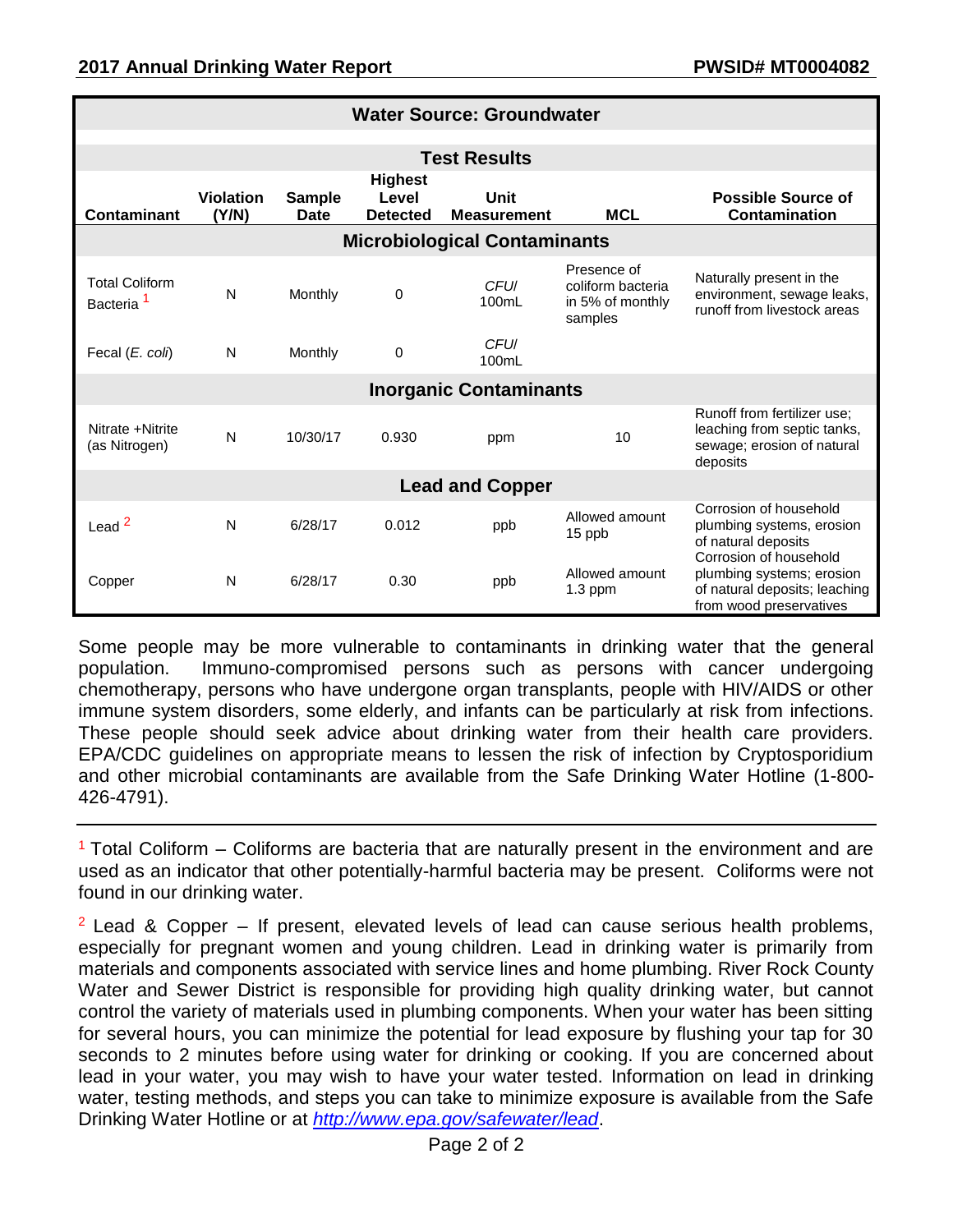**2017 Annual Drinking Water Report** **PWSID# MT0004082**

| Water Source: Groundwater | | | | | | |
|---|---|---|---|---|---|---|
| **Test Results** | | | | | | |
| **Contaminant** | **Violation (Y/N)** | **Sample Date** | **Highest Level Detected** | **Unit Measurement** | **MCL** | **Possible Source of Contamination** |
| **Microbiological Contaminants** | | | | | | |
| Total Coliform Bacteria [1] | N | Monthly | 0 | *CFU/* 100mL | Presence of coliform bacteria in 5% of monthly samples | Naturally present in the environment, sewage leaks, runoff from livestock areas |
| Fecal (*E. coli*) | N | Monthly | 0 | *CFU/* 100mL | | |
| **Inorganic Contaminants** | | | | | | |
| Nitrate +Nitrite (as Nitrogen) | N | 10/30/17 | 0.930 | ppm | 10 | Runoff from fertilizer use; leaching from septic tanks, sewage; erosion of natural deposits |
| **Lead and Copper** | | | | | | |
| Lead [2] | N | 6/28/17 | 0.012 | ppb | Allowed amount 15 ppb | Corrosion of household plumbing systems, erosion of natural deposits |
| Copper | N | 6/28/17 | 0.30 | ppb | Allowed amount 1.3 ppm | Corrosion of household plumbing systems; erosion of natural deposits; leaching from wood preservatives |

Some people may be more vulnerable to contaminants in drinking water that the general population. Immuno-compromised persons such as persons with cancer undergoing chemotherapy, persons who have undergone organ transplants, people with HIV/AIDS or other immune system disorders, some elderly, and infants can be particularly at risk from infections. These people should seek advice about drinking water from their health care providers. EPA/CDC guidelines on appropriate means to lessen the risk of infection by Cryptosporidium and other microbial contaminants are available from the Safe Drinking Water Hotline (1-800-426-4791).

---

[1] Total Coliform – Coliforms are bacteria that are naturally present in the environment and are used as an indicator that other potentially-harmful bacteria may be present. Coliforms were not found in our drinking water.

[2] Lead & Copper – If present, elevated levels of lead can cause serious health problems, especially for pregnant women and young children. Lead in drinking water is primarily from materials and components associated with service lines and home plumbing. River Rock County Water and Sewer District is responsible for providing high quality drinking water, but cannot control the variety of materials used in plumbing components. When your water has been sitting for several hours, you can minimize the potential for lead exposure by flushing your tap for 30 seconds to 2 minutes before using water for drinking or cooking. If you are concerned about lead in your water, you may wish to have your water tested. Information on lead in drinking water, testing methods, and steps you can take to minimize exposure is available from the Safe Drinking Water Hotline or at *http://www.epa.gov/safewater/lead*.